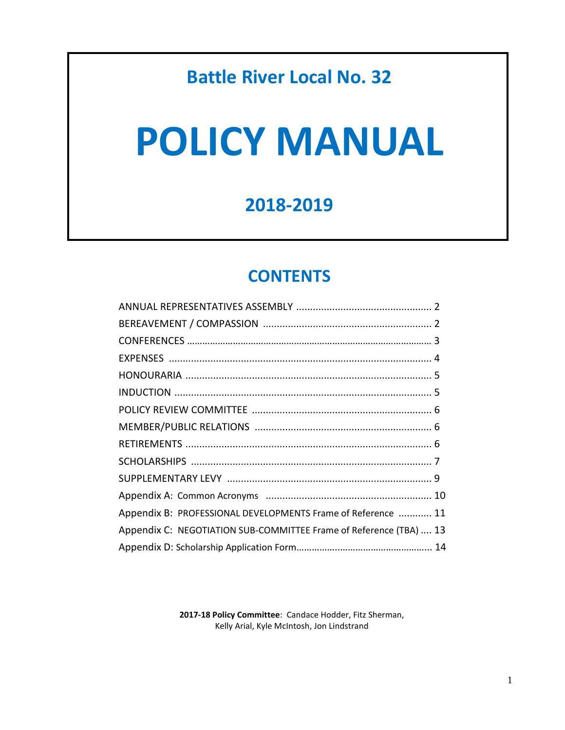## Battle River Local No. 32

# POLICY MANUAL

## 2018-2019

## CONTENTS

ANNUAL REPRESENTATIVES ASSEMBLY ................................................. 2
BEREAVEMENT / COMPASSION ............................................................. 2
CONFERENCES ............................................................................................ 3
EXPENSES ............................................................................................... 4
HONOURARIA ........................................................................................ 5
INDUCTION ............................................................................................ 5
POLICY REVIEW COMMITTEE ................................................................. 6
MEMBER/PUBLIC RELATIONS ................................................................ 6
RETIREMENTS ........................................................................................ 6
SCHOLARSHIPS ...................................................................................... 7
SUPPLEMENTARY LEVY .......................................................................... 9
Appendix A: Common Acronyms ............................................................ 10
Appendix B: PROFESSIONAL DEVELOPMENTS Frame of Reference ............ 11
Appendix C: NEGOTIATION SUB-COMMITTEE Frame of Reference (TBA) .... 13
Appendix D: Scholarship Application Form.................................................... 14

**2017-18 Policy Committee**: Candace Hodder, Fitz Sherman, Kelly Arial, Kyle McIntosh, Jon Lindstrand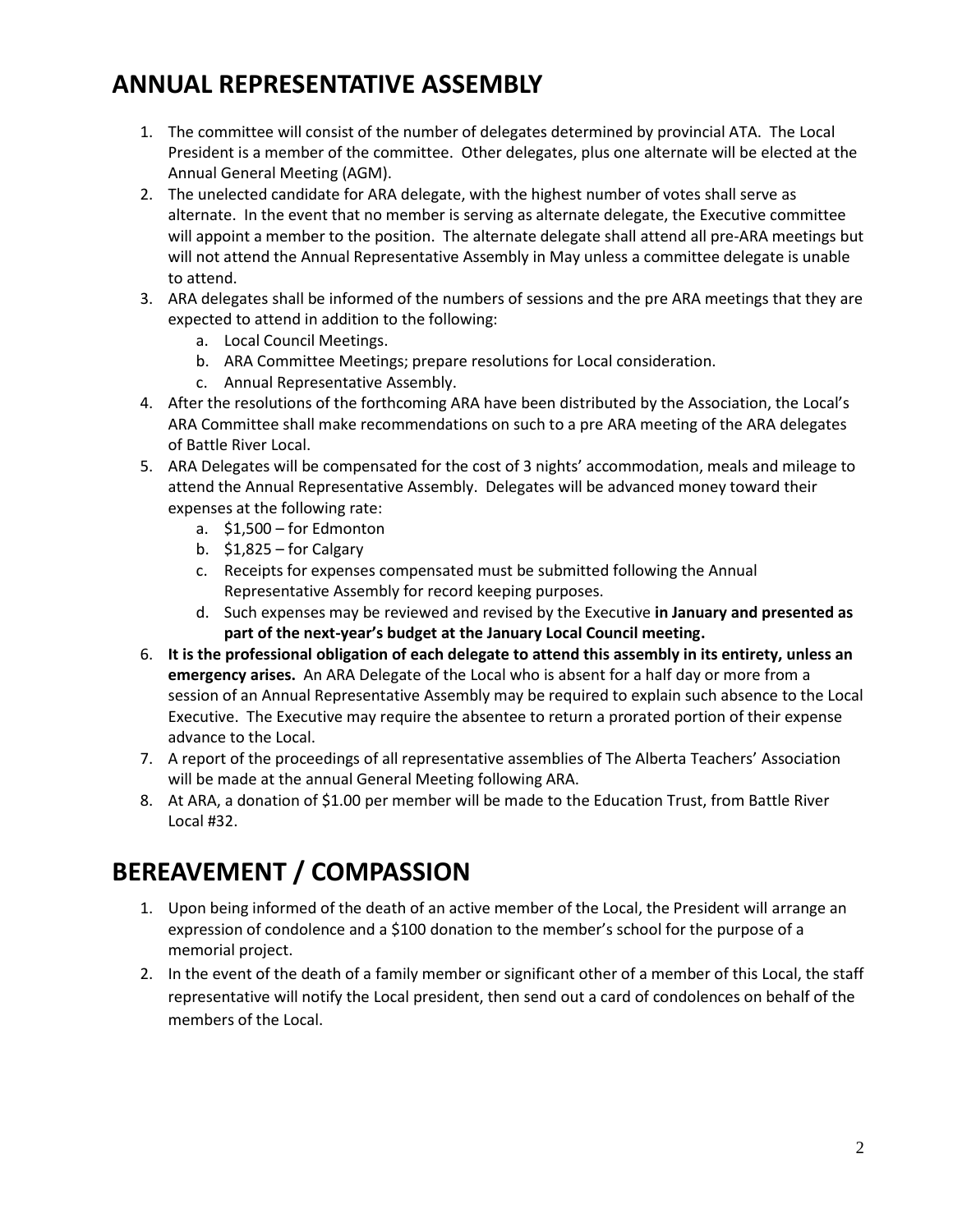# ANNUAL REPRESENTATIVE ASSEMBLY

1. The committee will consist of the number of delegates determined by provincial ATA. The Local President is a member of the committee. Other delegates, plus one alternate will be elected at the Annual General Meeting (AGM).
2. The unelected candidate for ARA delegate, with the highest number of votes shall serve as alternate. In the event that no member is serving as alternate delegate, the Executive committee will appoint a member to the position. The alternate delegate shall attend all pre-ARA meetings but will not attend the Annual Representative Assembly in May unless a committee delegate is unable to attend.
3. ARA delegates shall be informed of the numbers of sessions and the pre ARA meetings that they are expected to attend in addition to the following:
   a. Local Council Meetings.
   b. ARA Committee Meetings; prepare resolutions for Local consideration.
   c. Annual Representative Assembly.
4. After the resolutions of the forthcoming ARA have been distributed by the Association, the Local's ARA Committee shall make recommendations on such to a pre ARA meeting of the ARA delegates of Battle River Local.
5. ARA Delegates will be compensated for the cost of 3 nights' accommodation, meals and mileage to attend the Annual Representative Assembly. Delegates will be advanced money toward their expenses at the following rate:
   a. $1,500 – for Edmonton
   b. $1,825 – for Calgary
   c. Receipts for expenses compensated must be submitted following the Annual Representative Assembly for record keeping purposes.
   d. Such expenses may be reviewed and revised by the Executive **in January and presented as part of the next-year's budget at the January Local Council meeting.**
6. **It is the professional obligation of each delegate to attend this assembly in its entirety, unless an emergency arises.** An ARA Delegate of the Local who is absent for a half day or more from a session of an Annual Representative Assembly may be required to explain such absence to the Local Executive. The Executive may require the absentee to return a prorated portion of their expense advance to the Local.
7. A report of the proceedings of all representative assemblies of The Alberta Teachers' Association will be made at the annual General Meeting following ARA.
8. At ARA, a donation of $1.00 per member will be made to the Education Trust, from Battle River Local #32.

# BEREAVEMENT / COMPASSION

1. Upon being informed of the death of an active member of the Local, the President will arrange an expression of condolence and a $100 donation to the member's school for the purpose of a memorial project.
2. In the event of the death of a family member or significant other of a member of this Local, the staff representative will notify the Local president, then send out a card of condolences on behalf of the members of the Local.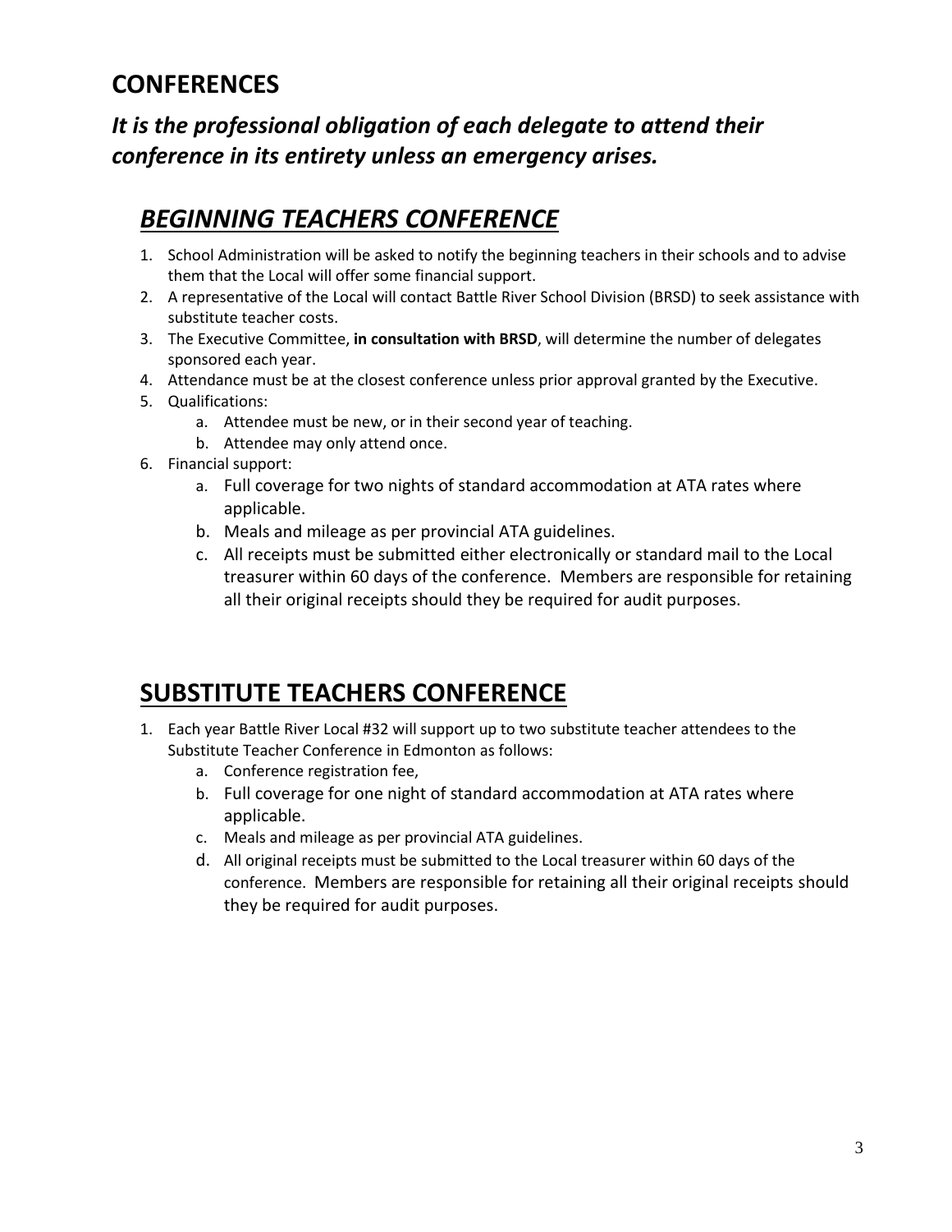## CONFERENCES

### *It is the professional obligation of each delegate to attend their conference in its entirety unless an emergency arises.*

## ***BEGINNING TEACHERS CONFERENCE***

1. School Administration will be asked to notify the beginning teachers in their schools and to advise them that the Local will offer some financial support.
2. A representative of the Local will contact Battle River School Division (BRSD) to seek assistance with substitute teacher costs.
3. The Executive Committee, **in consultation with BRSD**, will determine the number of delegates sponsored each year.
4. Attendance must be at the closest conference unless prior approval granted by the Executive.
5. Qualifications:
   a. Attendee must be new, or in their second year of teaching.
   b. Attendee may only attend once.
6. Financial support:
   a. Full coverage for two nights of standard accommodation at ATA rates where applicable.
   b. Meals and mileage as per provincial ATA guidelines.
   c. All receipts must be submitted either electronically or standard mail to the Local treasurer within 60 days of the conference. Members are responsible for retaining all their original receipts should they be required for audit purposes.

## SUBSTITUTE TEACHERS CONFERENCE

1. Each year Battle River Local #32 will support up to two substitute teacher attendees to the Substitute Teacher Conference in Edmonton as follows:
   a. Conference registration fee,
   b. Full coverage for one night of standard accommodation at ATA rates where applicable.
   c. Meals and mileage as per provincial ATA guidelines.
   d. All original receipts must be submitted to the Local treasurer within 60 days of the conference. Members are responsible for retaining all their original receipts should they be required for audit purposes.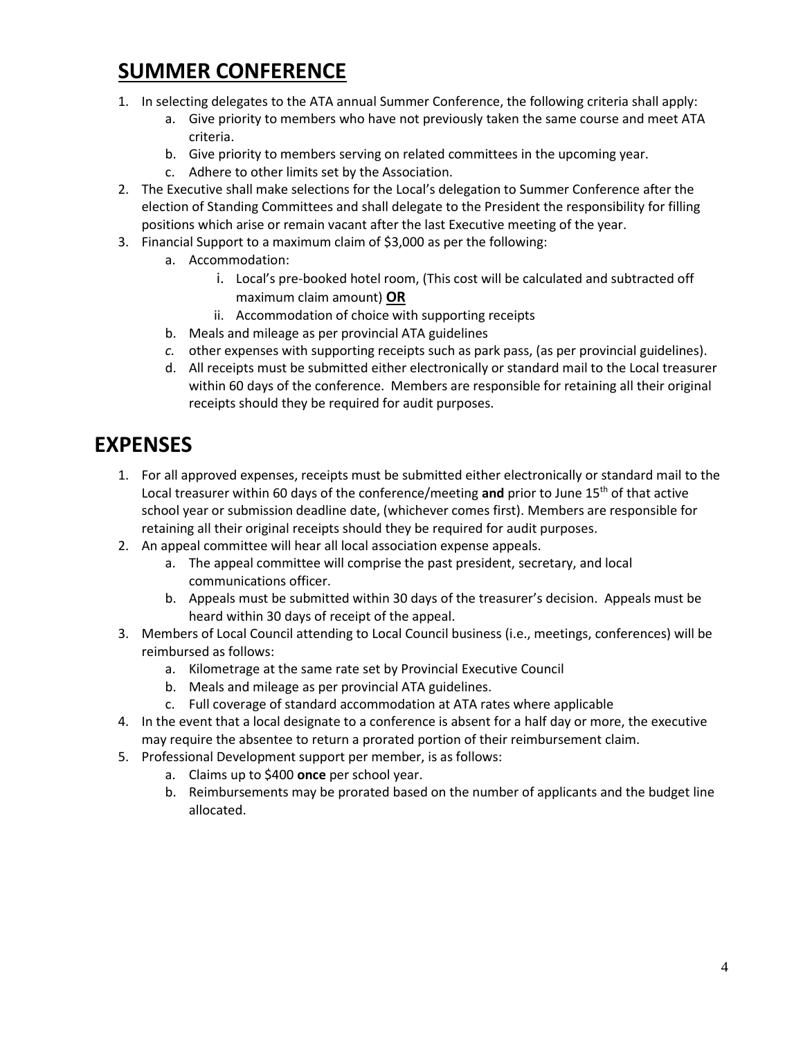## SUMMER CONFERENCE

1. In selecting delegates to the ATA annual Summer Conference, the following criteria shall apply:
    a. Give priority to members who have not previously taken the same course and meet ATA criteria.
    b. Give priority to members serving on related committees in the upcoming year.
    c. Adhere to other limits set by the Association.
2. The Executive shall make selections for the Local's delegation to Summer Conference after the election of Standing Committees and shall delegate to the President the responsibility for filling positions which arise or remain vacant after the last Executive meeting of the year.
3. Financial Support to a maximum claim of $3,000 as per the following:
    a. Accommodation:
        i. Local's pre-booked hotel room, (This cost will be calculated and subtracted off maximum claim amount) **OR**
        ii. Accommodation of choice with supporting receipts
    b. Meals and mileage as per provincial ATA guidelines
    *c.* other expenses with supporting receipts such as park pass, (as per provincial guidelines).
    d. All receipts must be submitted either electronically or standard mail to the Local treasurer within 60 days of the conference. Members are responsible for retaining all their original receipts should they be required for audit purposes.

# EXPENSES

1. For all approved expenses, receipts must be submitted either electronically or standard mail to the Local treasurer within 60 days of the conference/meeting **and** prior to June 15th of that active school year or submission deadline date, (whichever comes first). Members are responsible for retaining all their original receipts should they be required for audit purposes.
2. An appeal committee will hear all local association expense appeals.
    a. The appeal committee will comprise the past president, secretary, and local communications officer.
    b. Appeals must be submitted within 30 days of the treasurer's decision. Appeals must be heard within 30 days of receipt of the appeal.
3. Members of Local Council attending to Local Council business (i.e., meetings, conferences) will be reimbursed as follows:
    a. Kilometrage at the same rate set by Provincial Executive Council
    b. Meals and mileage as per provincial ATA guidelines.
    c. Full coverage of standard accommodation at ATA rates where applicable
4. In the event that a local designate to a conference is absent for a half day or more, the executive may require the absentee to return a prorated portion of their reimbursement claim.
5. Professional Development support per member, is as follows:
    a. Claims up to $400 **once** per school year.
    b. Reimbursements may be prorated based on the number of applicants and the budget line allocated.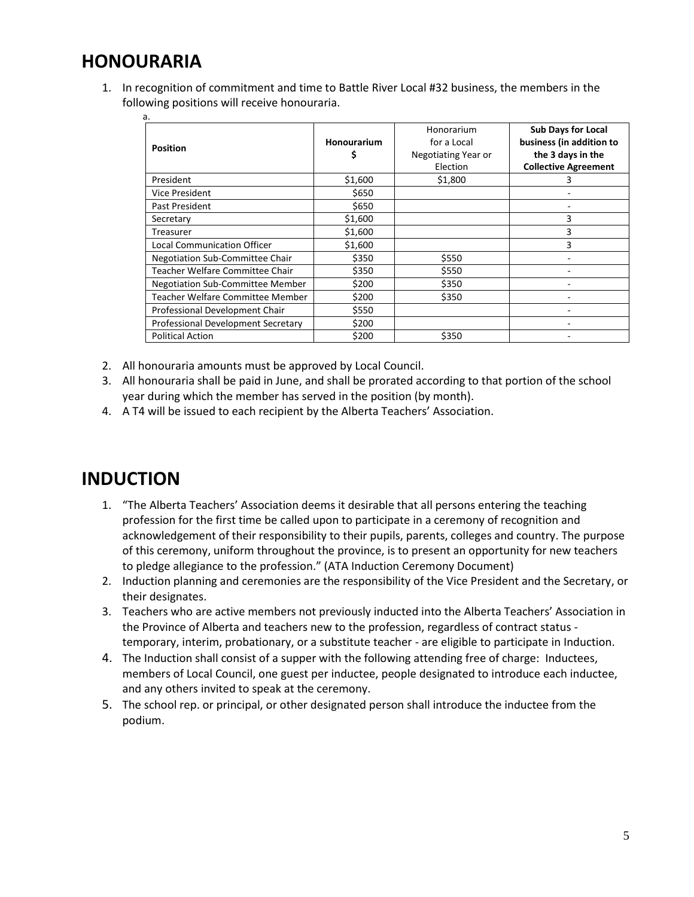## HONOURARIA

1. In recognition of commitment and time to Battle River Local #32 business, the members in the following positions will receive honouraria.

   a.

| **Position** | **Honourarium $** | Honorarium for a Local Negotiating Year or Election | **Sub Days for Local business (in addition to the 3 days in the Collective Agreement** |
|---|---|---|---|
| President | $1,600 | $1,800 | 3 |
| Vice President | $650 | | - |
| Past President | $650 | | - |
| Secretary | $1,600 | | 3 |
| Treasurer | $1,600 | | 3 |
| Local Communication Officer | $1,600 | | 3 |
| Negotiation Sub-Committee Chair | $350 | $550 | - |
| Teacher Welfare Committee Chair | $350 | $550 | - |
| Negotiation Sub-Committee Member | $200 | $350 | - |
| Teacher Welfare Committee Member | $200 | $350 | - |
| Professional Development Chair | $550 | | - |
| Professional Development Secretary | $200 | | - |
| Political Action | $200 | $350 | - |

2. All honouraria amounts must be approved by Local Council.
3. All honouraria shall be paid in June, and shall be prorated according to that portion of the school year during which the member has served in the position (by month).
4. A T4 will be issued to each recipient by the Alberta Teachers' Association.

## INDUCTION

1. "The Alberta Teachers' Association deems it desirable that all persons entering the teaching profession for the first time be called upon to participate in a ceremony of recognition and acknowledgement of their responsibility to their pupils, parents, colleges and country. The purpose of this ceremony, uniform throughout the province, is to present an opportunity for new teachers to pledge allegiance to the profession." (ATA Induction Ceremony Document)
2. Induction planning and ceremonies are the responsibility of the Vice President and the Secretary, or their designates.
3. Teachers who are active members not previously inducted into the Alberta Teachers' Association in the Province of Alberta and teachers new to the profession, regardless of contract status - temporary, interim, probationary, or a substitute teacher - are eligible to participate in Induction.
4. The Induction shall consist of a supper with the following attending free of charge: Inductees, members of Local Council, one guest per inductee, people designated to introduce each inductee, and any others invited to speak at the ceremony.
5. The school rep. or principal, or other designated person shall introduce the inductee from the podium.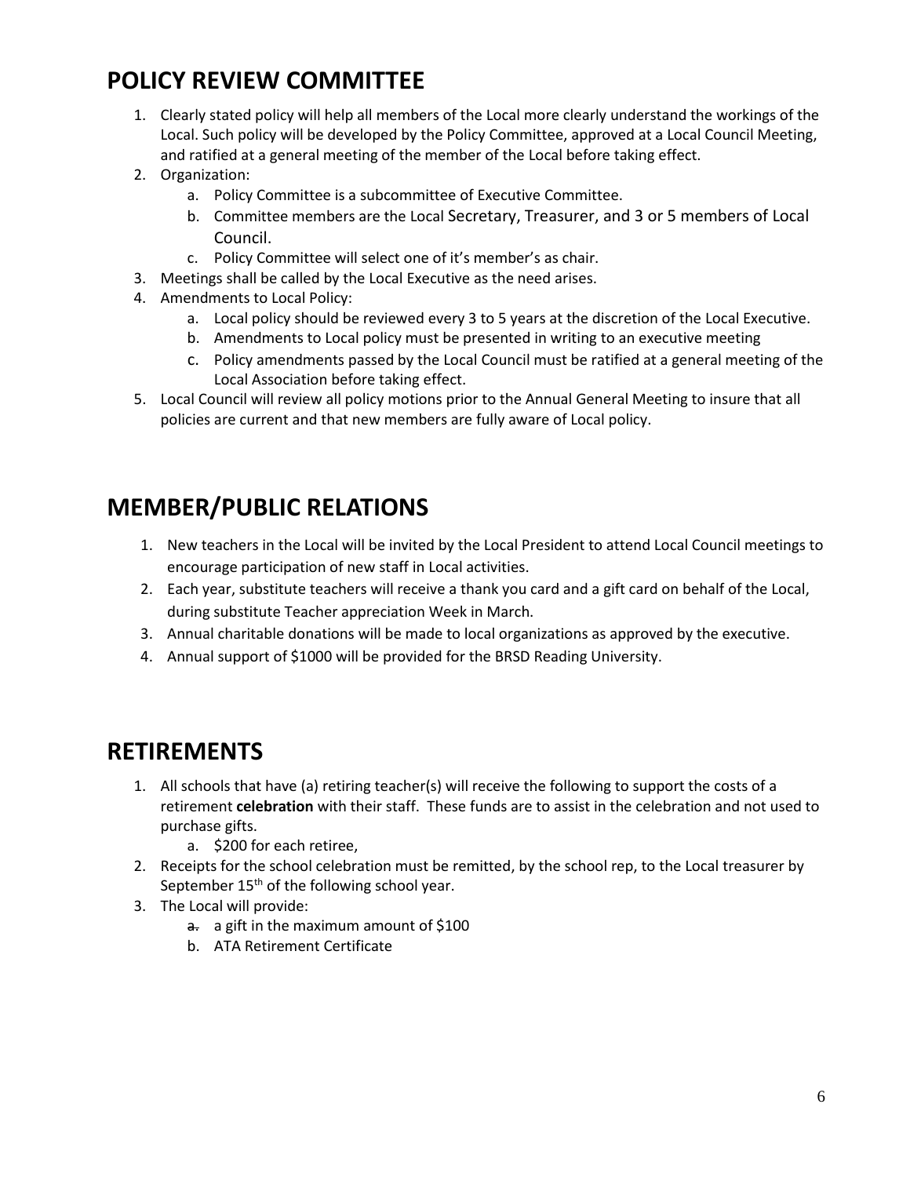## POLICY REVIEW COMMITTEE

1. Clearly stated policy will help all members of the Local more clearly understand the workings of the Local. Such policy will be developed by the Policy Committee, approved at a Local Council Meeting, and ratified at a general meeting of the member of the Local before taking effect.
2. Organization:
   a. Policy Committee is a subcommittee of Executive Committee.
   b. Committee members are the Local Secretary, Treasurer, and 3 or 5 members of Local Council.
   c. Policy Committee will select one of it's member's as chair.
3. Meetings shall be called by the Local Executive as the need arises.
4. Amendments to Local Policy:
   a. Local policy should be reviewed every 3 to 5 years at the discretion of the Local Executive.
   b. Amendments to Local policy must be presented in writing to an executive meeting
   c. Policy amendments passed by the Local Council must be ratified at a general meeting of the Local Association before taking effect.
5. Local Council will review all policy motions prior to the Annual General Meeting to insure that all policies are current and that new members are fully aware of Local policy.

## MEMBER/PUBLIC RELATIONS

1. New teachers in the Local will be invited by the Local President to attend Local Council meetings to encourage participation of new staff in Local activities.
2. Each year, substitute teachers will receive a thank you card and a gift card on behalf of the Local, during substitute Teacher appreciation Week in March.
3. Annual charitable donations will be made to local organizations as approved by the executive.
4. Annual support of $1000 will be provided for the BRSD Reading University.

## RETIREMENTS

1. All schools that have (a) retiring teacher(s) will receive the following to support the costs of a retirement **celebration** with their staff. These funds are to assist in the celebration and not used to purchase gifts.
   a. $200 for each retiree,
2. Receipts for the school celebration must be remitted, by the school rep, to the Local treasurer by September 15th of the following school year.
3. The Local will provide:
   a. a gift in the maximum amount of $100
   b. ATA Retirement Certificate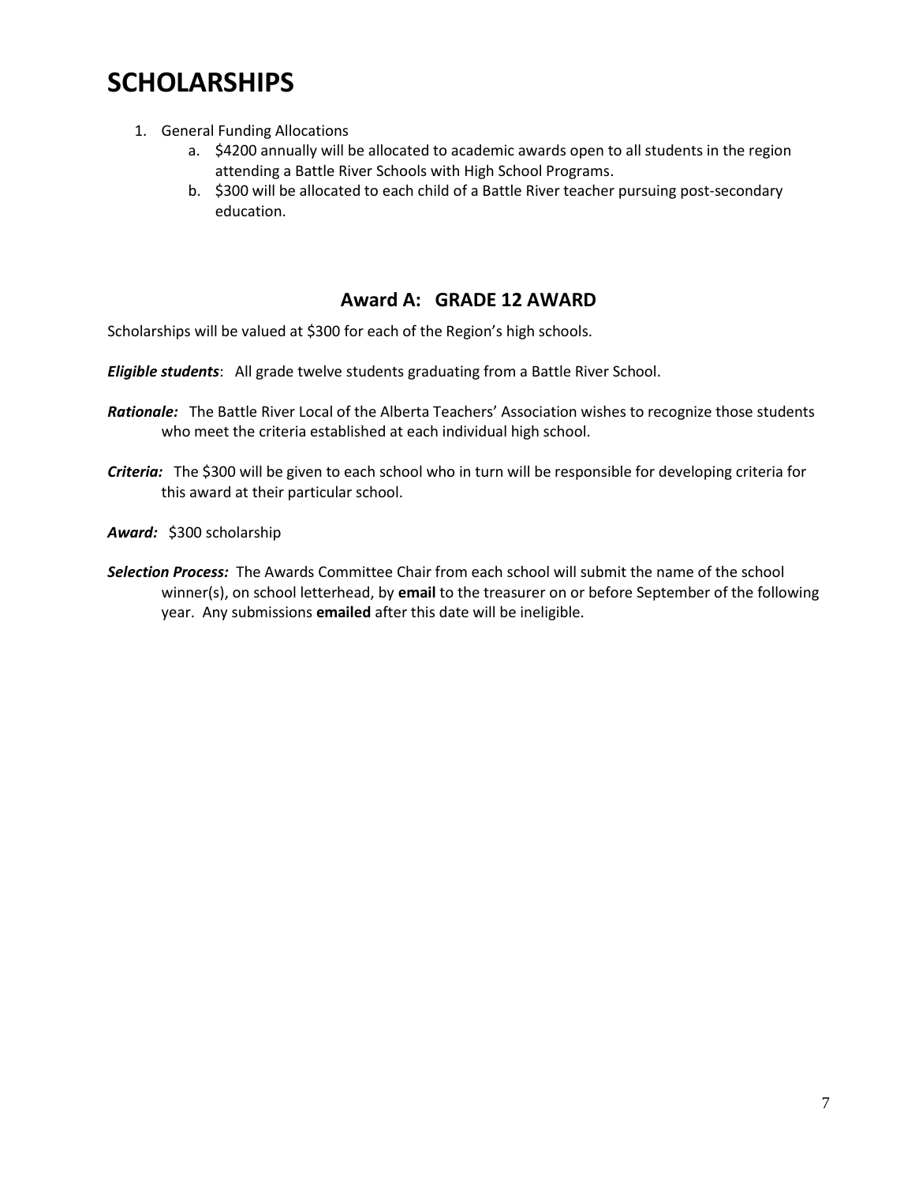# SCHOLARSHIPS

1. General Funding Allocations
   a. $4200 annually will be allocated to academic awards open to all students in the region attending a Battle River Schools with High School Programs.
   b. $300 will be allocated to each child of a Battle River teacher pursuing post-secondary education.

## Award A: GRADE 12 AWARD

Scholarships will be valued at $300 for each of the Region's high schools.

***Eligible students***: All grade twelve students graduating from a Battle River School.

***Rationale:*** The Battle River Local of the Alberta Teachers' Association wishes to recognize those students who meet the criteria established at each individual high school.

***Criteria:*** The $300 will be given to each school who in turn will be responsible for developing criteria for this award at their particular school.

***Award:*** $300 scholarship

***Selection Process:*** The Awards Committee Chair from each school will submit the name of the school winner(s), on school letterhead, by **email** to the treasurer on or before September of the following year. Any submissions **emailed** after this date will be ineligible.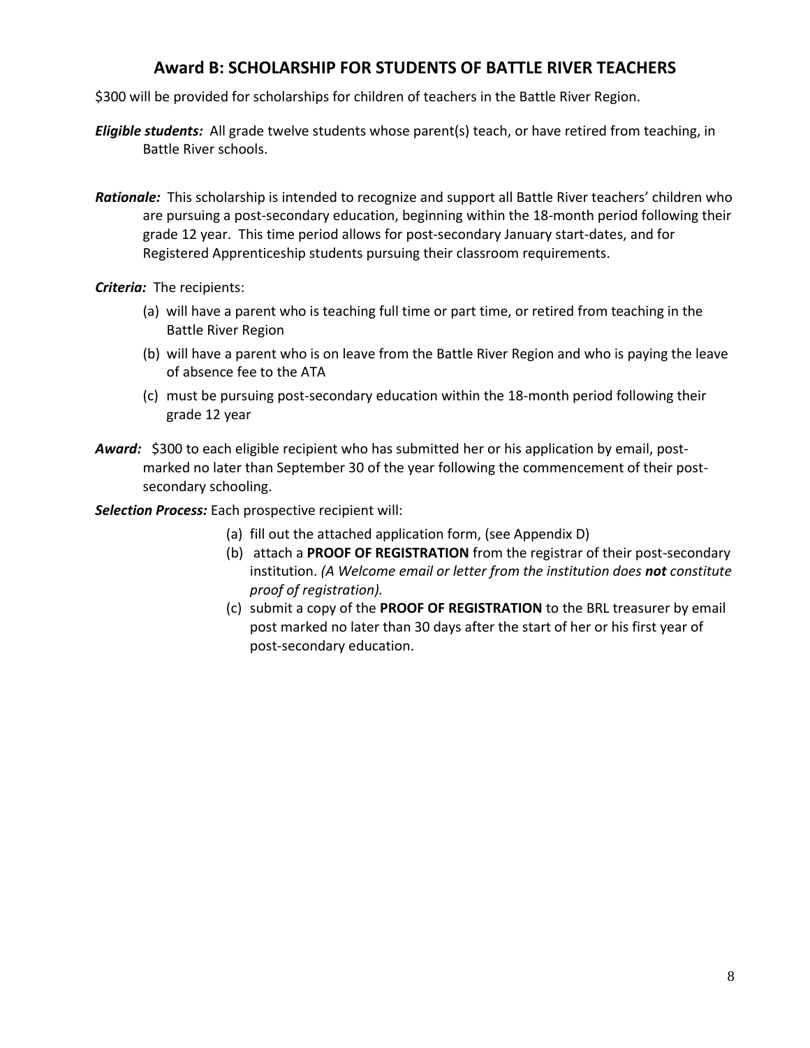## Award B: SCHOLARSHIP FOR STUDENTS OF BATTLE RIVER TEACHERS

$300 will be provided for scholarships for children of teachers in the Battle River Region.

***Eligible students:*** All grade twelve students whose parent(s) teach, or have retired from teaching, in Battle River schools.

***Rationale:*** This scholarship is intended to recognize and support all Battle River teachers' children who are pursuing a post-secondary education, beginning within the 18-month period following their grade 12 year. This time period allows for post-secondary January start-dates, and for Registered Apprenticeship students pursuing their classroom requirements.

***Criteria:*** The recipients:

(a) will have a parent who is teaching full time or part time, or retired from teaching in the Battle River Region
(b) will have a parent who is on leave from the Battle River Region and who is paying the leave of absence fee to the ATA
(c) must be pursuing post-secondary education within the 18-month period following their grade 12 year

***Award:*** $300 to each eligible recipient who has submitted her or his application by email, post-marked no later than September 30 of the year following the commencement of their post-secondary schooling.

***Selection Process:*** Each prospective recipient will:

(a) fill out the attached application form, (see Appendix D)
(b) attach a **PROOF OF REGISTRATION** from the registrar of their post-secondary institution. *(A Welcome email or letter from the institution does **not** constitute proof of registration).*
(c) submit a copy of the **PROOF OF REGISTRATION** to the BRL treasurer by email post marked no later than 30 days after the start of her or his first year of post-secondary education.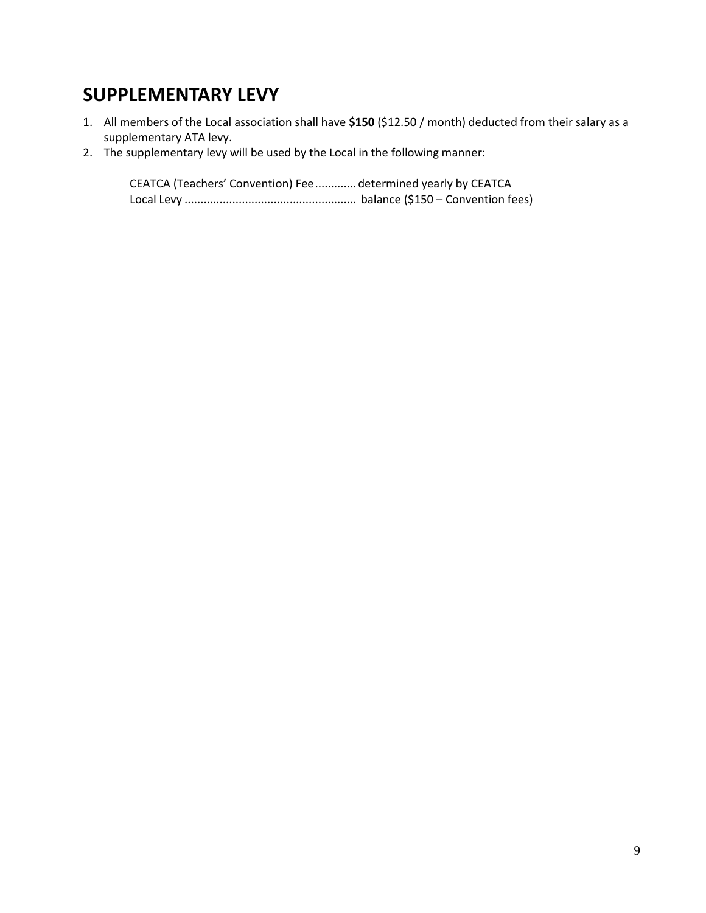# SUPPLEMENTARY LEVY

1. All members of the Local association shall have **$150** ($12.50 / month) deducted from their salary as a supplementary ATA levy.
2. The supplementary levy will be used by the Local in the following manner:

   CEATCA (Teachers' Convention) Fee............determined yearly by CEATCA
   Local Levy ...................................................... balance ($150 – Convention fees)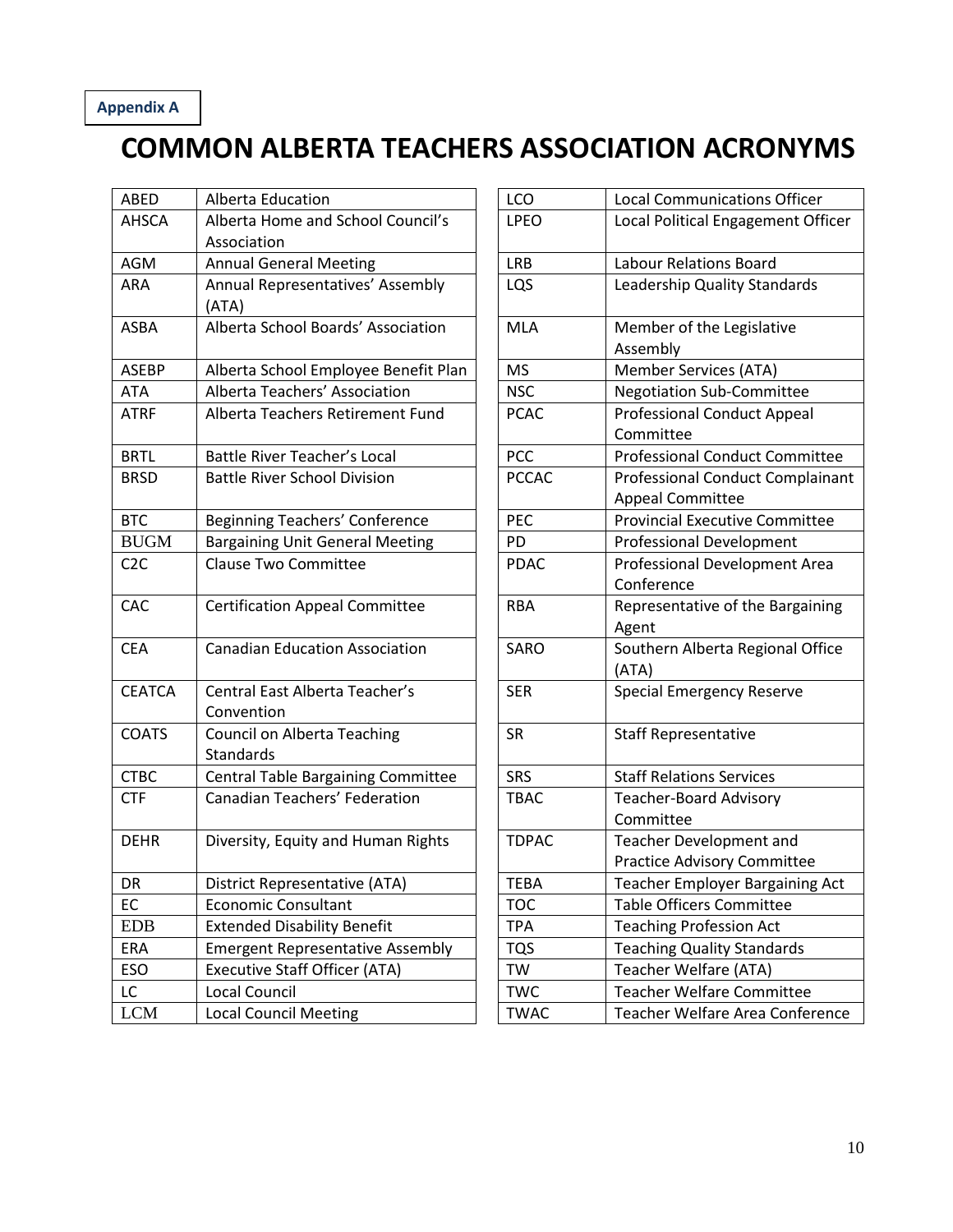**Appendix A**

# COMMON ALBERTA TEACHERS ASSOCIATION ACRONYMS

| | |
|---|---|
| ABED | Alberta Education |
| AHSCA | Alberta Home and School Council's Association |
| AGM | Annual General Meeting |
| ARA | Annual Representatives' Assembly (ATA) |
| ASBA | Alberta School Boards' Association |
| ASEBP | Alberta School Employee Benefit Plan |
| ATA | Alberta Teachers' Association |
| ATRF | Alberta Teachers Retirement Fund |
| BRTL | Battle River Teacher's Local |
| BRSD | Battle River School Division |
| BTC | Beginning Teachers' Conference |
| BUGM | Bargaining Unit General Meeting |
| C2C | Clause Two Committee |
| CAC | Certification Appeal Committee |
| CEA | Canadian Education Association |
| CEATCA | Central East Alberta Teacher's Convention |
| COATS | Council on Alberta Teaching Standards |
| CTBC | Central Table Bargaining Committee |
| CTF | Canadian Teachers' Federation |
| DEHR | Diversity, Equity and Human Rights |
| DR | District Representative (ATA) |
| EC | Economic Consultant |
| EDB | Extended Disability Benefit |
| ERA | Emergent Representative Assembly |
| ESO | Executive Staff Officer (ATA) |
| LC | Local Council |
| LCM | Local Council Meeting |
| LCO | Local Communications Officer |
| LPEO | Local Political Engagement Officer |
| LRB | Labour Relations Board |
| LQS | Leadership Quality Standards |
| MLA | Member of the Legislative Assembly |
| MS | Member Services (ATA) |
| NSC | Negotiation Sub-Committee |
| PCAC | Professional Conduct Appeal Committee |
| PCC | Professional Conduct Committee |
| PCCAC | Professional Conduct Complainant Appeal Committee |
| PEC | Provincial Executive Committee |
| PD | Professional Development |
| PDAC | Professional Development Area Conference |
| RBA | Representative of the Bargaining Agent |
| SARO | Southern Alberta Regional Office (ATA) |
| SER | Special Emergency Reserve |
| SR | Staff Representative |
| SRS | Staff Relations Services |
| TBAC | Teacher-Board Advisory Committee |
| TDPAC | Teacher Development and Practice Advisory Committee |
| TEBA | Teacher Employer Bargaining Act |
| TOC | Table Officers Committee |
| TPA | Teaching Profession Act |
| TQS | Teaching Quality Standards |
| TW | Teacher Welfare (ATA) |
| TWC | Teacher Welfare Committee |
| TWAC | Teacher Welfare Area Conference |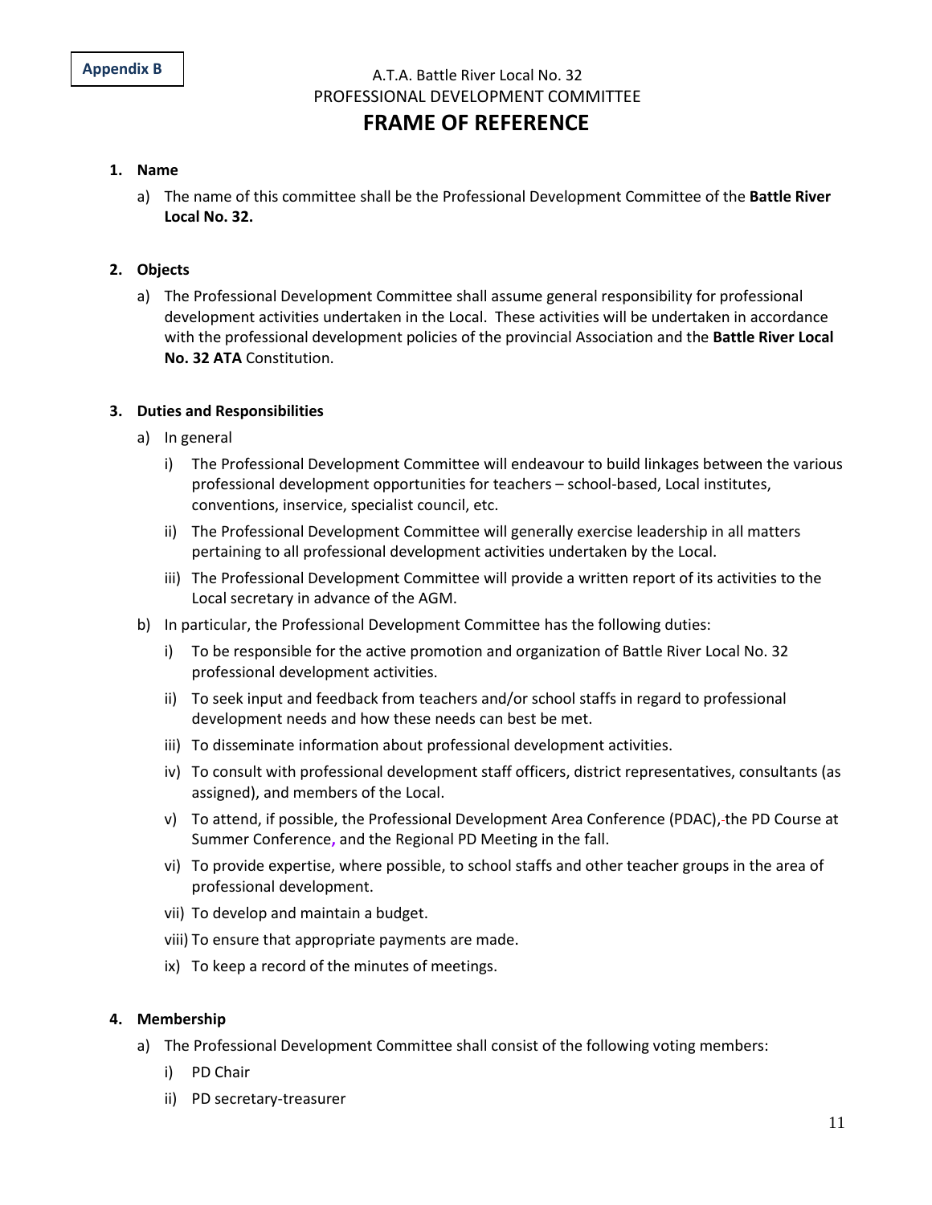**Appendix B**

A.T.A. Battle River Local No. 32
PROFESSIONAL DEVELOPMENT COMMITTEE

# FRAME OF REFERENCE

1. **Name**
   a) The name of this committee shall be the Professional Development Committee of the **Battle River Local No. 32.**

2. **Objects**
   a) The Professional Development Committee shall assume general responsibility for professional development activities undertaken in the Local. These activities will be undertaken in accordance with the professional development policies of the provincial Association and the **Battle River Local No. 32 ATA** Constitution.

3. **Duties and Responsibilities**
   a) In general
      i) The Professional Development Committee will endeavour to build linkages between the various professional development opportunities for teachers – school-based, Local institutes, conventions, inservice, specialist council, etc.
      ii) The Professional Development Committee will generally exercise leadership in all matters pertaining to all professional development activities undertaken by the Local.
      iii) The Professional Development Committee will provide a written report of its activities to the Local secretary in advance of the AGM.
   b) In particular, the Professional Development Committee has the following duties:
      i) To be responsible for the active promotion and organization of Battle River Local No. 32 professional development activities.
      ii) To seek input and feedback from teachers and/or school staffs in regard to professional development needs and how these needs can best be met.
      iii) To disseminate information about professional development activities.
      iv) To consult with professional development staff officers, district representatives, consultants (as assigned), and members of the Local.
      v) To attend, if possible, the Professional Development Area Conference (PDAC), the PD Course at Summer Conference, and the Regional PD Meeting in the fall.
      vi) To provide expertise, where possible, to school staffs and other teacher groups in the area of professional development.
      vii) To develop and maintain a budget.
      viii) To ensure that appropriate payments are made.
      ix) To keep a record of the minutes of meetings.

4. **Membership**
   a) The Professional Development Committee shall consist of the following voting members:
      i) PD Chair
      ii) PD secretary-treasurer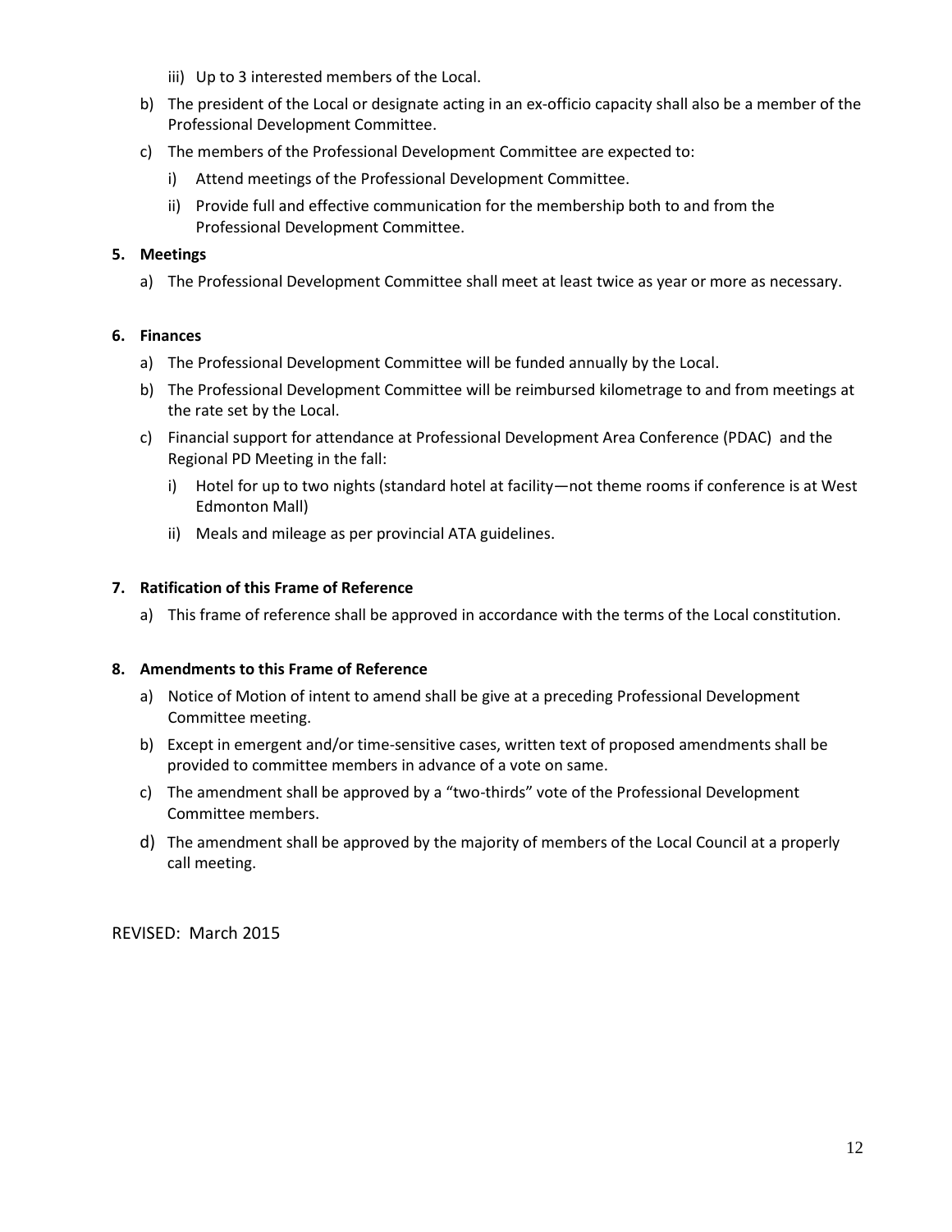iii) Up to 3 interested members of the Local.

b) The president of the Local or designate acting in an ex-officio capacity shall also be a member of the Professional Development Committee.

c) The members of the Professional Development Committee are expected to:

   i) Attend meetings of the Professional Development Committee.

   ii) Provide full and effective communication for the membership both to and from the Professional Development Committee.

**5. Meetings**

a) The Professional Development Committee shall meet at least twice as year or more as necessary.

**6. Finances**

a) The Professional Development Committee will be funded annually by the Local.

b) The Professional Development Committee will be reimbursed kilometrage to and from meetings at the rate set by the Local.

c) Financial support for attendance at Professional Development Area Conference (PDAC) and the Regional PD Meeting in the fall:

   i) Hotel for up to two nights (standard hotel at facility—not theme rooms if conference is at West Edmonton Mall)

   ii) Meals and mileage as per provincial ATA guidelines.

**7. Ratification of this Frame of Reference**

a) This frame of reference shall be approved in accordance with the terms of the Local constitution.

**8. Amendments to this Frame of Reference**

a) Notice of Motion of intent to amend shall be give at a preceding Professional Development Committee meeting.

b) Except in emergent and/or time-sensitive cases, written text of proposed amendments shall be provided to committee members in advance of a vote on same.

c) The amendment shall be approved by a "two-thirds" vote of the Professional Development Committee members.

d) The amendment shall be approved by the majority of members of the Local Council at a properly call meeting.

REVISED: March 2015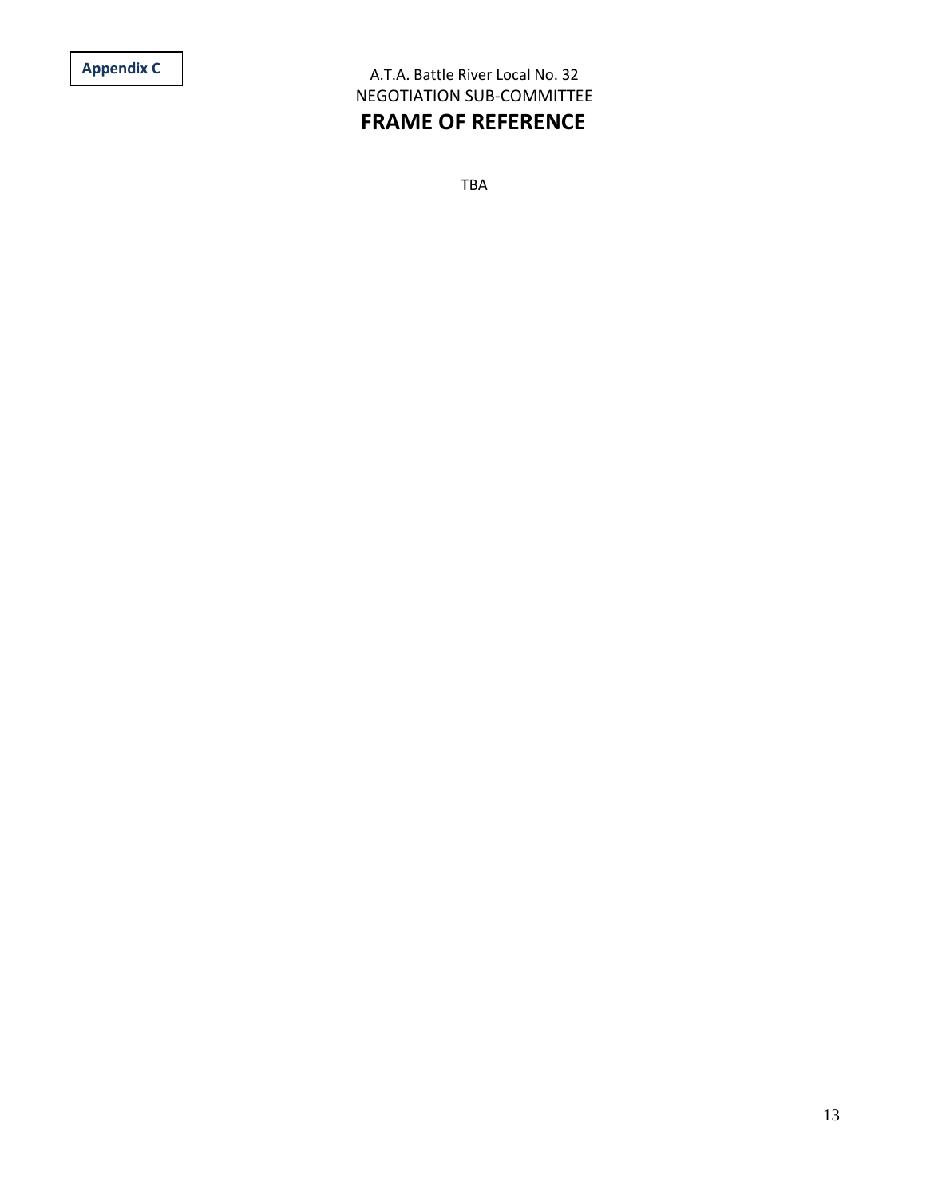**Appendix C**

A.T.A. Battle River Local No. 32

NEGOTIATION SUB-COMMITTEE

# FRAME OF REFERENCE

TBA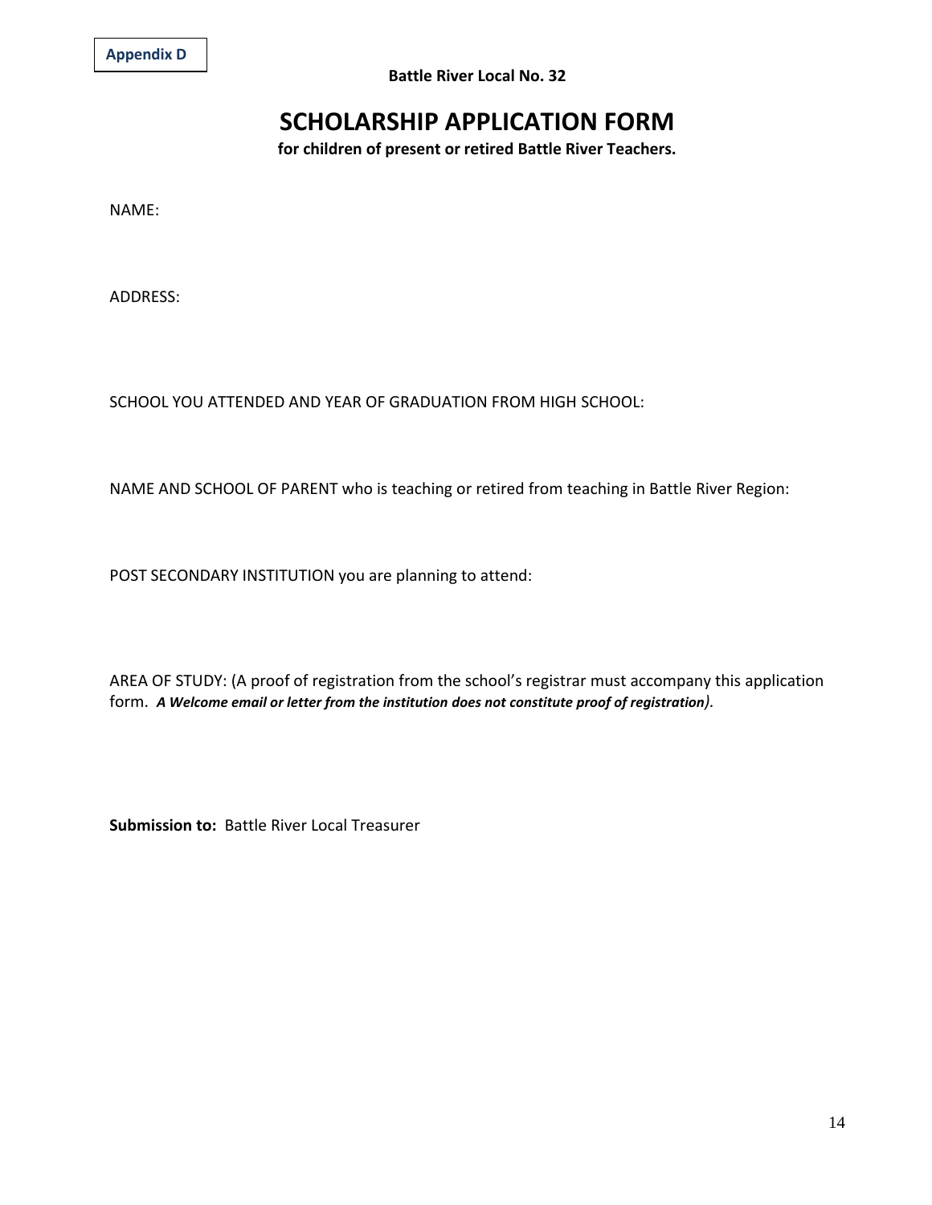**Appendix D**

**Battle River Local No. 32**

# SCHOLARSHIP APPLICATION FORM

**for children of present or retired Battle River Teachers.**

NAME:

ADDRESS:

SCHOOL YOU ATTENDED AND YEAR OF GRADUATION FROM HIGH SCHOOL:

NAME AND SCHOOL OF PARENT who is teaching or retired from teaching in Battle River Region:

POST SECONDARY INSTITUTION you are planning to attend:

AREA OF STUDY: (A proof of registration from the school's registrar must accompany this application form. ***A Welcome email or letter from the institution does not constitute proof of registration).***

**Submission to:** Battle River Local Treasurer